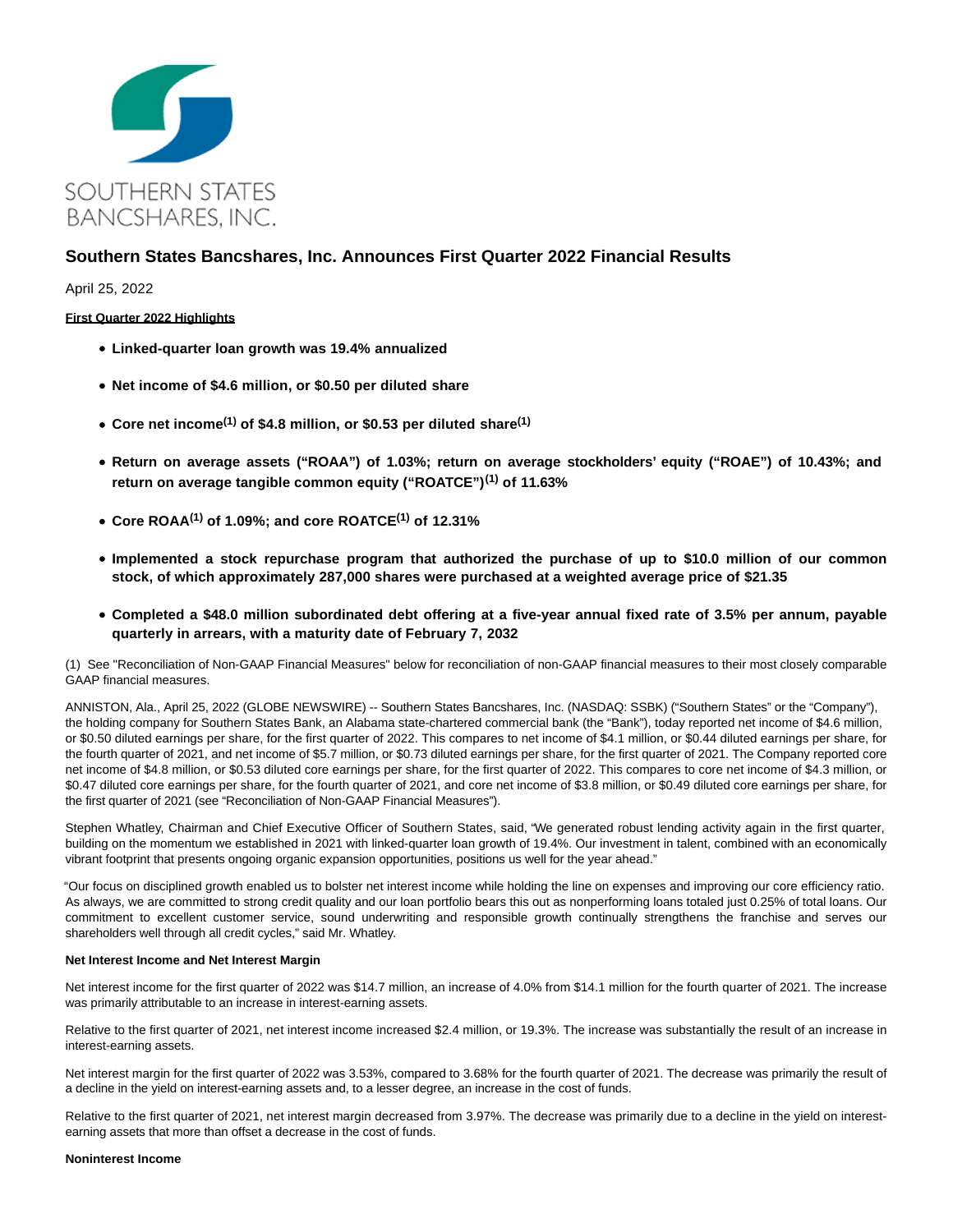SOUTHERN STATES BANCSHARES, INC.

# Southern States Bancshares, Inc. Announces First Quarter 2022 Financial Results

April 25, 2022

**First Quarter 2022 Highlights**

- **Linked-quarter loan growth was 19.4% annualized**
- **Net income of $4.6 million, or $0.50 per diluted share**
- **Core net income[(1)] of $4.8 million, or $0.53 per diluted share[(1)]**
- **Return on average assets ("ROAA") of 1.03%; return on average stockholders' equity ("ROAE") of 10.43%; and return on average tangible common equity ("ROATCE")[(1)] of 11.63%**
- **Core ROAA[(1)] of 1.09%; and core ROATCE[(1)] of 12.31%**
- **Implemented a stock repurchase program that authorized the purchase of up to $10.0 million of our common stock, of which approximately 287,000 shares were purchased at a weighted average price of $21.35**
- **Completed a $48.0 million subordinated debt offering at a five-year annual fixed rate of 3.5% per annum, payable quarterly in arrears, with a maturity date of February 7, 2032**

(1) See "Reconciliation of Non-GAAP Financial Measures" below for reconciliation of non-GAAP financial measures to their most closely comparable GAAP financial measures.

ANNISTON, Ala., April 25, 2022 (GLOBE NEWSWIRE) -- Southern States Bancshares, Inc. (NASDAQ: SSBK) ("Southern States" or the "Company"), the holding company for Southern States Bank, an Alabama state-chartered commercial bank (the "Bank"), today reported net income of $4.6 million, or $0.50 diluted earnings per share, for the first quarter of 2022. This compares to net income of $4.1 million, or $0.44 diluted earnings per share, for the fourth quarter of 2021, and net income of $5.7 million, or $0.73 diluted earnings per share, for the first quarter of 2021. The Company reported core net income of $4.8 million, or $0.53 diluted core earnings per share, for the first quarter of 2022. This compares to core net income of $4.3 million, or $0.47 diluted core earnings per share, for the fourth quarter of 2021, and core net income of $3.8 million, or $0.49 diluted core earnings per share, for the first quarter of 2021 (see "Reconciliation of Non-GAAP Financial Measures").

Stephen Whatley, Chairman and Chief Executive Officer of Southern States, said, "We generated robust lending activity again in the first quarter, building on the momentum we established in 2021 with linked-quarter loan growth of 19.4%. Our investment in talent, combined with an economically vibrant footprint that presents ongoing organic expansion opportunities, positions us well for the year ahead."

"Our focus on disciplined growth enabled us to bolster net interest income while holding the line on expenses and improving our core efficiency ratio. As always, we are committed to strong credit quality and our loan portfolio bears this out as nonperforming loans totaled just 0.25% of total loans. Our commitment to excellent customer service, sound underwriting and responsible growth continually strengthens the franchise and serves our shareholders well through all credit cycles," said Mr. Whatley.

**Net Interest Income and Net Interest Margin**

Net interest income for the first quarter of 2022 was $14.7 million, an increase of 4.0% from $14.1 million for the fourth quarter of 2021. The increase was primarily attributable to an increase in interest-earning assets.

Relative to the first quarter of 2021, net interest income increased $2.4 million, or 19.3%. The increase was substantially the result of an increase in interest-earning assets.

Net interest margin for the first quarter of 2022 was 3.53%, compared to 3.68% for the fourth quarter of 2021. The decrease was primarily the result of a decline in the yield on interest-earning assets and, to a lesser degree, an increase in the cost of funds.

Relative to the first quarter of 2021, net interest margin decreased from 3.97%. The decrease was primarily due to a decline in the yield on interest-earning assets that more than offset a decrease in the cost of funds.

**Noninterest Income**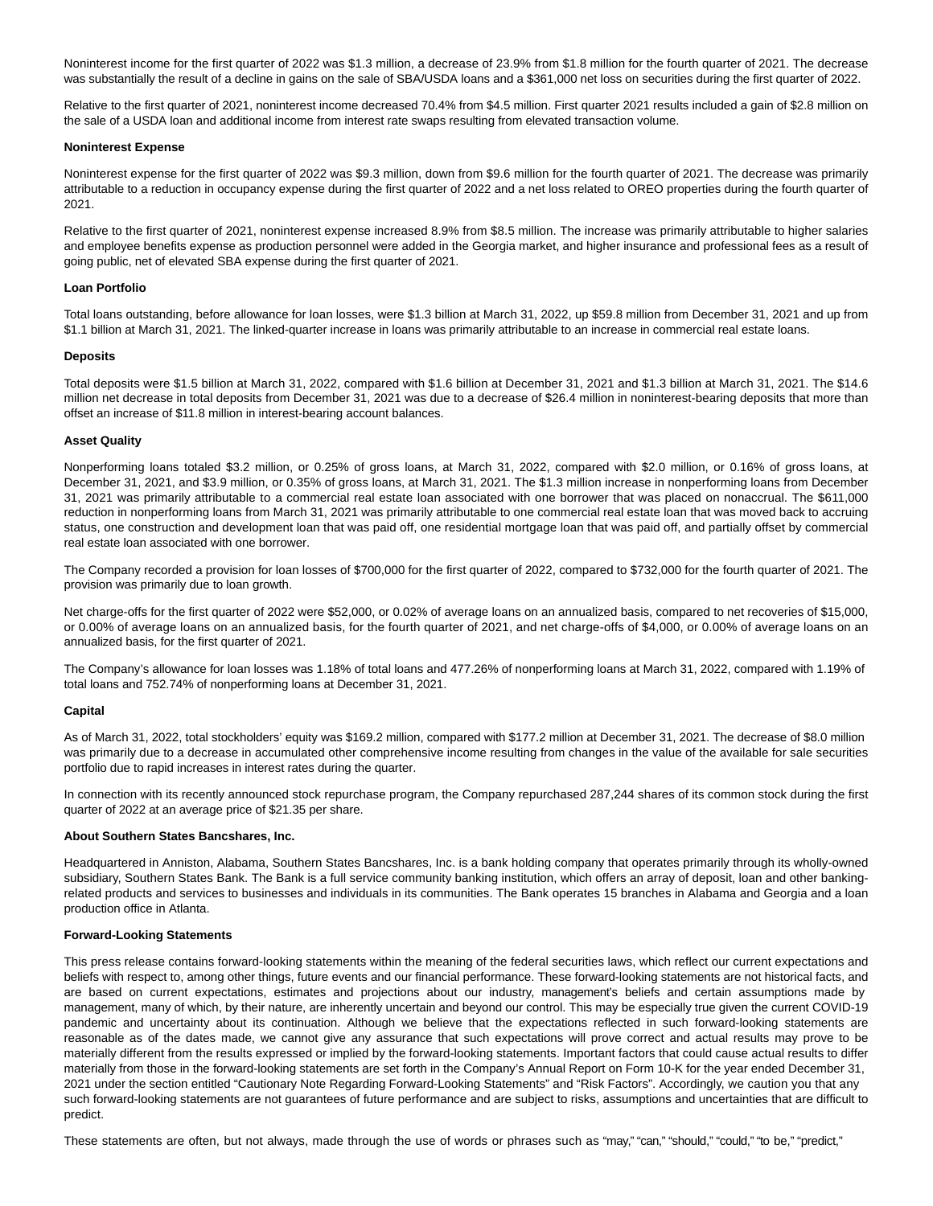Noninterest income for the first quarter of 2022 was $1.3 million, a decrease of 23.9% from $1.8 million for the fourth quarter of 2021. The decrease was substantially the result of a decline in gains on the sale of SBA/USDA loans and a $361,000 net loss on securities during the first quarter of 2022.

Relative to the first quarter of 2021, noninterest income decreased 70.4% from $4.5 million. First quarter 2021 results included a gain of $2.8 million on the sale of a USDA loan and additional income from interest rate swaps resulting from elevated transaction volume.

**Noninterest Expense**

Noninterest expense for the first quarter of 2022 was $9.3 million, down from $9.6 million for the fourth quarter of 2021. The decrease was primarily attributable to a reduction in occupancy expense during the first quarter of 2022 and a net loss related to OREO properties during the fourth quarter of 2021.

Relative to the first quarter of 2021, noninterest expense increased 8.9% from $8.5 million. The increase was primarily attributable to higher salaries and employee benefits expense as production personnel were added in the Georgia market, and higher insurance and professional fees as a result of going public, net of elevated SBA expense during the first quarter of 2021.

**Loan Portfolio**

Total loans outstanding, before allowance for loan losses, were $1.3 billion at March 31, 2022, up $59.8 million from December 31, 2021 and up from $1.1 billion at March 31, 2021. The linked-quarter increase in loans was primarily attributable to an increase in commercial real estate loans.

**Deposits**

Total deposits were $1.5 billion at March 31, 2022, compared with $1.6 billion at December 31, 2021 and $1.3 billion at March 31, 2021. The $14.6 million net decrease in total deposits from December 31, 2021 was due to a decrease of $26.4 million in noninterest-bearing deposits that more than offset an increase of $11.8 million in interest-bearing account balances.

**Asset Quality**

Nonperforming loans totaled $3.2 million, or 0.25% of gross loans, at March 31, 2022, compared with $2.0 million, or 0.16% of gross loans, at December 31, 2021, and $3.9 million, or 0.35% of gross loans, at March 31, 2021. The $1.3 million increase in nonperforming loans from December 31, 2021 was primarily attributable to a commercial real estate loan associated with one borrower that was placed on nonaccrual. The $611,000 reduction in nonperforming loans from March 31, 2021 was primarily attributable to one commercial real estate loan that was moved back to accruing status, one construction and development loan that was paid off, one residential mortgage loan that was paid off, and partially offset by commercial real estate loan associated with one borrower.

The Company recorded a provision for loan losses of $700,000 for the first quarter of 2022, compared to $732,000 for the fourth quarter of 2021. The provision was primarily due to loan growth.

Net charge-offs for the first quarter of 2022 were $52,000, or 0.02% of average loans on an annualized basis, compared to net recoveries of $15,000, or 0.00% of average loans on an annualized basis, for the fourth quarter of 2021, and net charge-offs of $4,000, or 0.00% of average loans on an annualized basis, for the first quarter of 2021.

The Company's allowance for loan losses was 1.18% of total loans and 477.26% of nonperforming loans at March 31, 2022, compared with 1.19% of total loans and 752.74% of nonperforming loans at December 31, 2021.

**Capital**

As of March 31, 2022, total stockholders' equity was $169.2 million, compared with $177.2 million at December 31, 2021. The decrease of $8.0 million was primarily due to a decrease in accumulated other comprehensive income resulting from changes in the value of the available for sale securities portfolio due to rapid increases in interest rates during the quarter.

In connection with its recently announced stock repurchase program, the Company repurchased 287,244 shares of its common stock during the first quarter of 2022 at an average price of $21.35 per share.

**About Southern States Bancshares, Inc.**

Headquartered in Anniston, Alabama, Southern States Bancshares, Inc. is a bank holding company that operates primarily through its wholly-owned subsidiary, Southern States Bank. The Bank is a full service community banking institution, which offers an array of deposit, loan and other banking-related products and services to businesses and individuals in its communities. The Bank operates 15 branches in Alabama and Georgia and a loan production office in Atlanta.

**Forward-Looking Statements**

This press release contains forward-looking statements within the meaning of the federal securities laws, which reflect our current expectations and beliefs with respect to, among other things, future events and our financial performance. These forward-looking statements are not historical facts, and are based on current expectations, estimates and projections about our industry, management's beliefs and certain assumptions made by management, many of which, by their nature, are inherently uncertain and beyond our control. This may be especially true given the current COVID-19 pandemic and uncertainty about its continuation. Although we believe that the expectations reflected in such forward-looking statements are reasonable as of the dates made, we cannot give any assurance that such expectations will prove correct and actual results may prove to be materially different from the results expressed or implied by the forward-looking statements. Important factors that could cause actual results to differ materially from those in the forward-looking statements are set forth in the Company's Annual Report on Form 10-K for the year ended December 31, 2021 under the section entitled "Cautionary Note Regarding Forward-Looking Statements" and "Risk Factors". Accordingly, we caution you that any such forward-looking statements are not guarantees of future performance and are subject to risks, assumptions and uncertainties that are difficult to predict.

These statements are often, but not always, made through the use of words or phrases such as "may," "can," "should," "could," "to be," "predict,"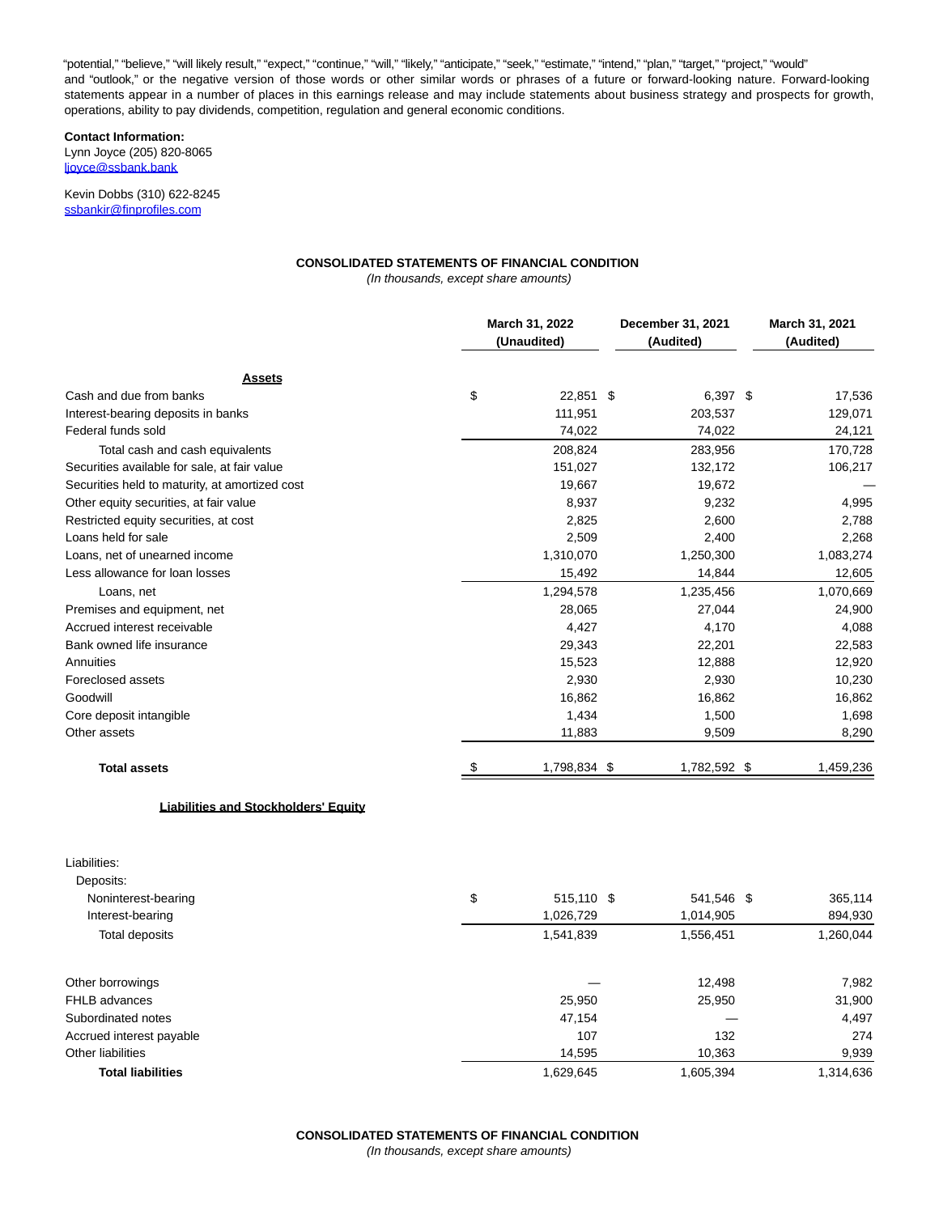“potential,” “believe,” “will likely result,” “expect,” “continue,” “will,” “likely,” “anticipate,” “seek,” “estimate,” “intend,” “plan,” “target,” “project,” “would” and “outlook,” or the negative version of those words or other similar words or phrases of a future or forward-looking nature. Forward-looking statements appear in a number of places in this earnings release and may include statements about business strategy and prospects for growth, operations, ability to pay dividends, competition, regulation and general economic conditions.

**Contact Information:**
Lynn Joyce (205) 820-8065
ljoyce@ssbank.bank

Kevin Dobbs (310) 622-8245
ssbankir@finprofiles.com

**CONSOLIDATED STATEMENTS OF FINANCIAL CONDITION**
*(In thousands, except share amounts)*

| | March 31, 2022 (Unaudited) | December 31, 2021 (Audited) | March 31, 2021 (Audited) |
|---|---|---|---|
| **Assets** | | | |
| Cash and due from banks | $ 22,851 | $ 6,397 | $ 17,536 |
| Interest-bearing deposits in banks | 111,951 | 203,537 | 129,071 |
| Federal funds sold | 74,022 | 74,022 | 24,121 |
| Total cash and cash equivalents | 208,824 | 283,956 | 170,728 |
| Securities available for sale, at fair value | 151,027 | 132,172 | 106,217 |
| Securities held to maturity, at amortized cost | 19,667 | 19,672 | — |
| Other equity securities, at fair value | 8,937 | 9,232 | 4,995 |
| Restricted equity securities, at cost | 2,825 | 2,600 | 2,788 |
| Loans held for sale | 2,509 | 2,400 | 2,268 |
| Loans, net of unearned income | 1,310,070 | 1,250,300 | 1,083,274 |
| Less allowance for loan losses | 15,492 | 14,844 | 12,605 |
| Loans, net | 1,294,578 | 1,235,456 | 1,070,669 |
| Premises and equipment, net | 28,065 | 27,044 | 24,900 |
| Accrued interest receivable | 4,427 | 4,170 | 4,088 |
| Bank owned life insurance | 29,343 | 22,201 | 22,583 |
| Annuities | 15,523 | 12,888 | 12,920 |
| Foreclosed assets | 2,930 | 2,930 | 10,230 |
| Goodwill | 16,862 | 16,862 | 16,862 |
| Core deposit intangible | 1,434 | 1,500 | 1,698 |
| Other assets | 11,883 | 9,509 | 8,290 |
| **Total assets** | $ 1,798,834 | $ 1,782,592 | $ 1,459,236 |
| **Liabilities and Stockholders' Equity** | | | |
| Liabilities: | | | |
| Deposits: | | | |
| Noninterest-bearing | $ 515,110 | $ 541,546 | $ 365,114 |
| Interest-bearing | 1,026,729 | 1,014,905 | 894,930 |
| Total deposits | 1,541,839 | 1,556,451 | 1,260,044 |
| Other borrowings | — | 12,498 | 7,982 |
| FHLB advances | 25,950 | 25,950 | 31,900 |
| Subordinated notes | 47,154 | — | 4,497 |
| Accrued interest payable | 107 | 132 | 274 |
| Other liabilities | 14,595 | 10,363 | 9,939 |
| **Total liabilities** | 1,629,645 | 1,605,394 | 1,314,636 |

**CONSOLIDATED STATEMENTS OF FINANCIAL CONDITION**
*(In thousands, except share amounts)*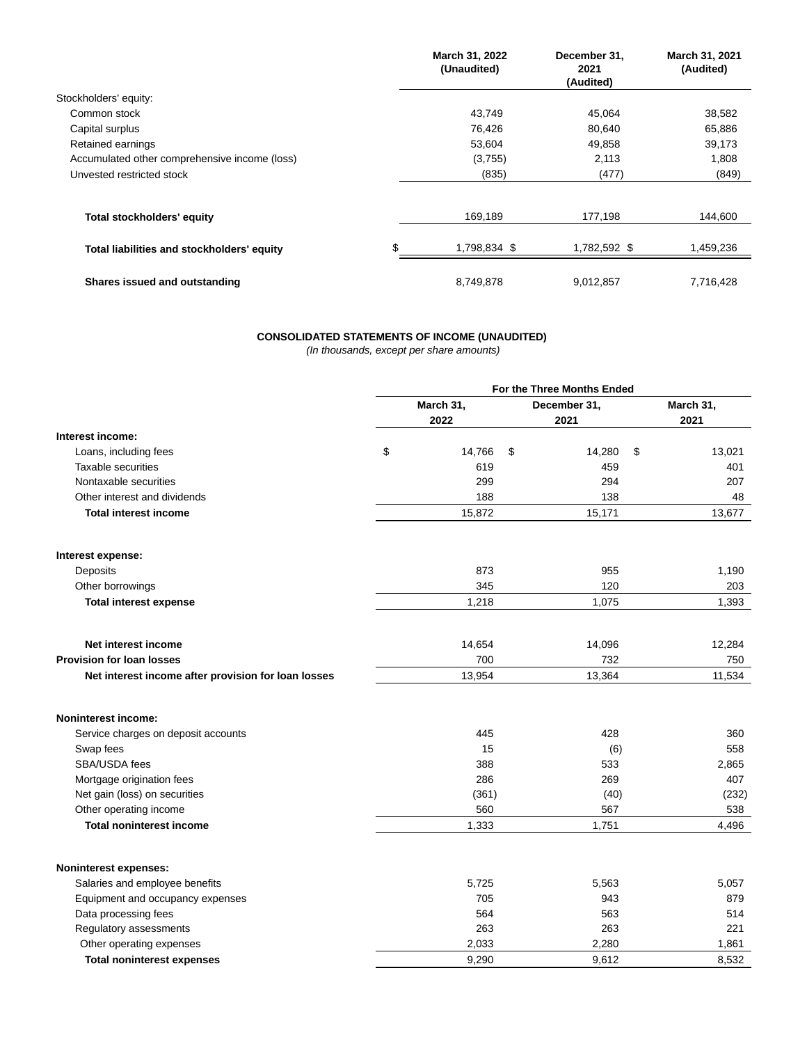| | March 31, 2022 (Unaudited) | December 31, 2021 (Audited) | March 31, 2021 (Audited) |
|---|---|---|---|
| Stockholders' equity: | | | |
| Common stock | 43,749 | 45,064 | 38,582 |
| Capital surplus | 76,426 | 80,640 | 65,886 |
| Retained earnings | 53,604 | 49,858 | 39,173 |
| Accumulated other comprehensive income (loss) | (3,755) | 2,113 | 1,808 |
| Unvested restricted stock | (835) | (477) | (849) |
| **Total stockholders' equity** | 169,189 | 177,198 | 144,600 |
| **Total liabilities and stockholders' equity** | $ 1,798,834 | $ 1,782,592 | $ 1,459,236 |
| **Shares issued and outstanding** | 8,749,878 | 9,012,857 | 7,716,428 |

**CONSOLIDATED STATEMENTS OF INCOME (UNAUDITED)**

*(In thousands, except per share amounts)*

| | For the Three Months Ended | | |
|---|---|---|---|
| | March 31, 2022 | December 31, 2021 | March 31, 2021 |
| **Interest income:** | | | |
| Loans, including fees | $ 14,766 | $ 14,280 | $ 13,021 |
| Taxable securities | 619 | 459 | 401 |
| Nontaxable securities | 299 | 294 | 207 |
| Other interest and dividends | 188 | 138 | 48 |
| **Total interest income** | 15,872 | 15,171 | 13,677 |
| **Interest expense:** | | | |
| Deposits | 873 | 955 | 1,190 |
| Other borrowings | 345 | 120 | 203 |
| **Total interest expense** | 1,218 | 1,075 | 1,393 |
| **Net interest income** | 14,654 | 14,096 | 12,284 |
| **Provision for loan losses** | 700 | 732 | 750 |
| **Net interest income after provision for loan losses** | 13,954 | 13,364 | 11,534 |
| **Noninterest income:** | | | |
| Service charges on deposit accounts | 445 | 428 | 360 |
| Swap fees | 15 | (6) | 558 |
| SBA/USDA fees | 388 | 533 | 2,865 |
| Mortgage origination fees | 286 | 269 | 407 |
| Net gain (loss) on securities | (361) | (40) | (232) |
| Other operating income | 560 | 567 | 538 |
| **Total noninterest income** | 1,333 | 1,751 | 4,496 |
| **Noninterest expenses:** | | | |
| Salaries and employee benefits | 5,725 | 5,563 | 5,057 |
| Equipment and occupancy expenses | 705 | 943 | 879 |
| Data processing fees | 564 | 563 | 514 |
| Regulatory assessments | 263 | 263 | 221 |
| Other operating expenses | 2,033 | 2,280 | 1,861 |
| **Total noninterest expenses** | 9,290 | 9,612 | 8,532 |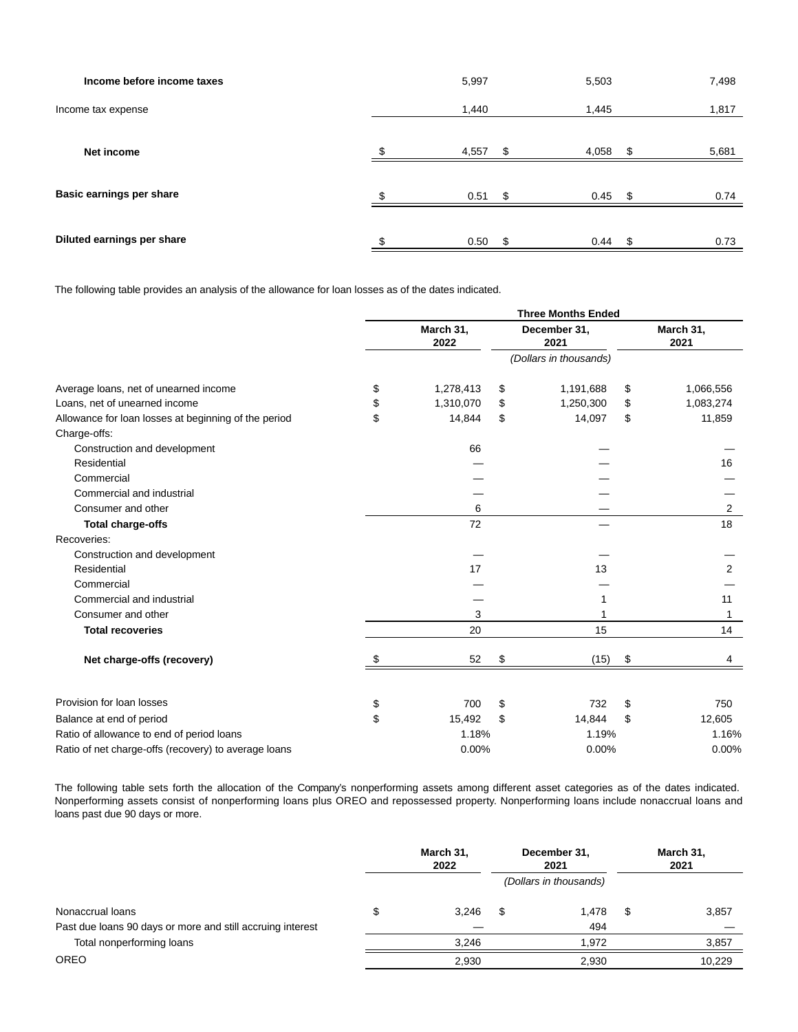| | | | |
|---|---|---|---|
| **Income before income taxes** | 5,997 | 5,503 | 7,498 |
| Income tax expense | 1,440 | 1,445 | 1,817 |
| **Net income** | $ 4,557 | $ 4,058 | $ 5,681 |
| **Basic earnings per share** | $ 0.51 | $ 0.45 | $ 0.74 |
| **Diluted earnings per share** | $ 0.50 | $ 0.44 | $ 0.73 |

The following table provides an analysis of the allowance for loan losses as of the dates indicated.

| | Three Months Ended | | |
|---|---|---|---|
| | March 31, 2022 | December 31, 2021 | March 31, 2021 |
| | | (Dollars in thousands) | |
| Average loans, net of unearned income | $ 1,278,413 | $ 1,191,688 | $ 1,066,556 |
| Loans, net of unearned income | $ 1,310,070 | $ 1,250,300 | $ 1,083,274 |
| Allowance for loan losses at beginning of the period | $ 14,844 | $ 14,097 | $ 11,859 |
| Charge-offs: | | | |
| Construction and development | 66 | — | — |
| Residential | — | — | 16 |
| Commercial | — | — | — |
| Commercial and industrial | — | — | — |
| Consumer and other | 6 | — | 2 |
| **Total charge-offs** | 72 | — | 18 |
| Recoveries: | | | |
| Construction and development | — | — | — |
| Residential | 17 | 13 | 2 |
| Commercial | — | — | — |
| Commercial and industrial | — | 1 | 11 |
| Consumer and other | 3 | 1 | 1 |
| **Total recoveries** | 20 | 15 | 14 |
| **Net charge-offs (recovery)** | $ 52 | $ (15) | $ 4 |
| Provision for loan losses | $ 700 | $ 732 | $ 750 |
| Balance at end of period | $ 15,492 | $ 14,844 | $ 12,605 |
| Ratio of allowance to end of period loans | 1.18% | 1.19% | 1.16% |
| Ratio of net charge-offs (recovery) to average loans | 0.00% | 0.00% | 0.00% |

The following table sets forth the allocation of the Company's nonperforming assets among different asset categories as of the dates indicated. Nonperforming assets consist of nonperforming loans plus OREO and repossessed property. Nonperforming loans include nonaccrual loans and loans past due 90 days or more.

| | March 31, 2022 | December 31, 2021 | March 31, 2021 |
|---|---|---|---|
| | | (Dollars in thousands) | |
| Nonaccrual loans | $ 3,246 | $ 1,478 | $ 3,857 |
| Past due loans 90 days or more and still accruing interest | — | 494 | — |
| Total nonperforming loans | 3,246 | 1,972 | 3,857 |
| OREO | 2,930 | 2,930 | 10,229 |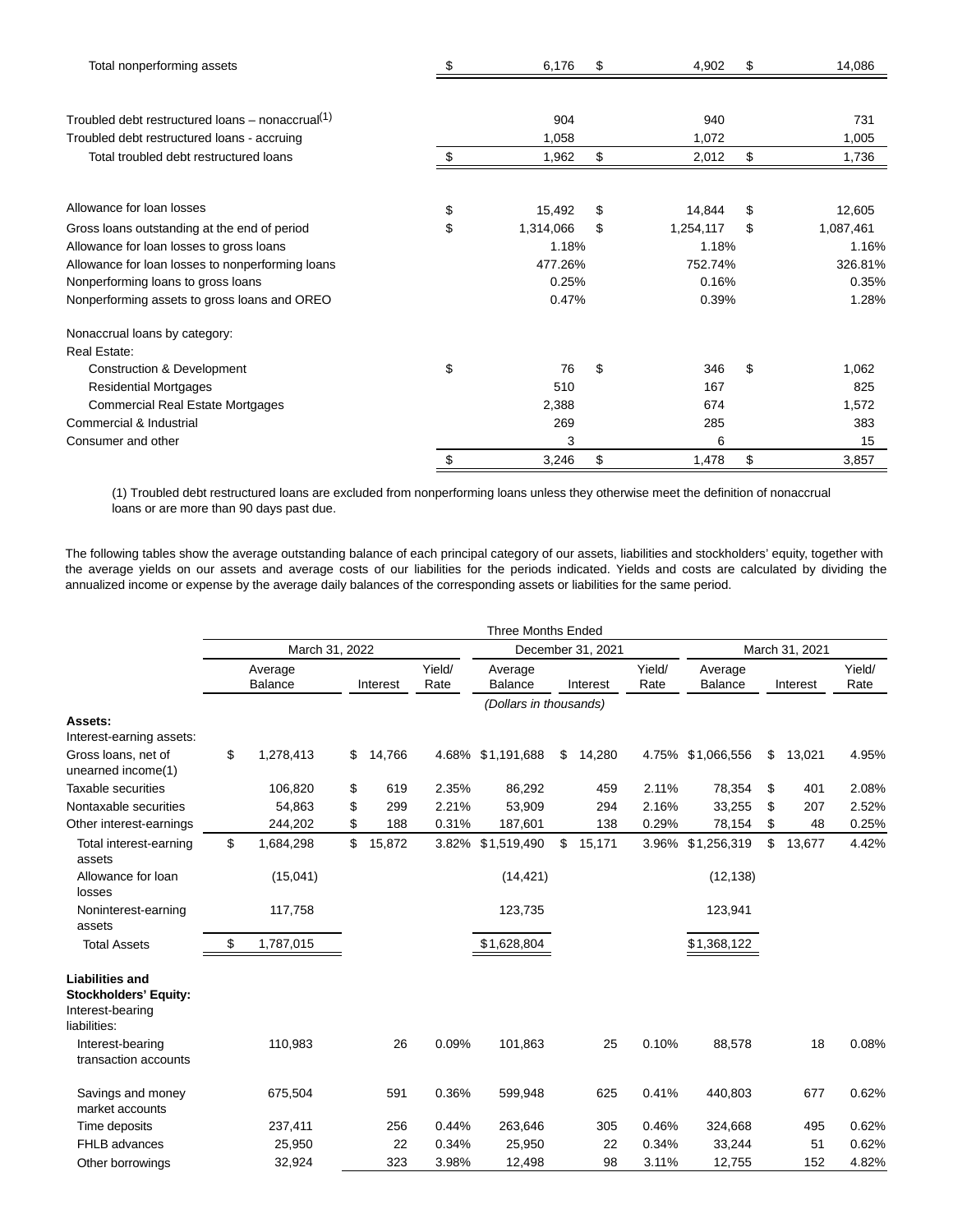| | | | |
|---|---|---|---|
| Total nonperforming assets | $ 6,176 | $ 4,902 | $ 14,086 |
| | | | |
| Troubled debt restructured loans – nonaccrual[(1)] | 904 | 940 | 731 |
| Troubled debt restructured loans - accruing | 1,058 | 1,072 | 1,005 |
| Total troubled debt restructured loans | $ 1,962 | $ 2,012 | $ 1,736 |
| | | | |
| Allowance for loan losses | $ 15,492 | $ 14,844 | $ 12,605 |
| Gross loans outstanding at the end of period | $ 1,314,066 | $ 1,254,117 | $ 1,087,461 |
| Allowance for loan losses to gross loans | 1.18% | 1.18% | 1.16% |
| Allowance for loan losses to nonperforming loans | 477.26% | 752.74% | 326.81% |
| Nonperforming loans to gross loans | 0.25% | 0.16% | 0.35% |
| Nonperforming assets to gross loans and OREO | 0.47% | 0.39% | 1.28% |
| | | | |
| Nonaccrual loans by category: | | | |
| Real Estate: | | | |
| Construction & Development | $ 76 | $ 346 | $ 1,062 |
| Residential Mortgages | 510 | 167 | 825 |
| Commercial Real Estate Mortgages | 2,388 | 674 | 1,572 |
| Commercial & Industrial | 269 | 285 | 383 |
| Consumer and other | 3 | 6 | 15 |
| | $ 3,246 | $ 1,478 | $ 3,857 |

(1) Troubled debt restructured loans are excluded from nonperforming loans unless they otherwise meet the definition of nonaccrual loans or are more than 90 days past due.

The following tables show the average outstanding balance of each principal category of our assets, liabilities and stockholders' equity, together with the average yields on our assets and average costs of our liabilities for the periods indicated. Yields and costs are calculated by dividing the annualized income or expense by the average daily balances of the corresponding assets or liabilities for the same period.

| | Three Months Ended | | | | | | | | |
|---|---|---|---|---|---|---|---|---|---|
| | March 31, 2022 | | | December 31, 2021 | | | March 31, 2021 | | |
| | Average Balance | Interest | Yield/ Rate | Average Balance | Interest | Yield/ Rate | Average Balance | Interest | Yield/ Rate |
| | *(Dollars in thousands)* | | | | | | | | |
| **Assets:** | | | | | | | | | |
| Interest-earning assets: | | | | | | | | | |
| Gross loans, net of unearned income(1) | $ 1,278,413 | $ 14,766 | 4.68% | $1,191,688 | $ 14,280 | 4.75% | $1,066,556 | $ 13,021 | 4.95% |
| Taxable securities | 106,820 | $ 619 | 2.35% | 86,292 | 459 | 2.11% | 78,354 | $ 401 | 2.08% |
| Nontaxable securities | 54,863 | $ 299 | 2.21% | 53,909 | 294 | 2.16% | 33,255 | $ 207 | 2.52% |
| Other interest-earnings | 244,202 | $ 188 | 0.31% | 187,601 | 138 | 0.29% | 78,154 | $ 48 | 0.25% |
| Total interest-earning assets | $ 1,684,298 | $ 15,872 | 3.82% | $1,519,490 | $ 15,171 | 3.96% | $1,256,319 | $ 13,677 | 4.42% |
| Allowance for loan losses | (15,041) | | | (14,421) | | | (12,138) | | |
| Noninterest-earning assets | 117,758 | | | 123,735 | | | 123,941 | | |
| Total Assets | $ 1,787,015 | | | $1,628,804 | | | $1,368,122 | | |
| **Liabilities and Stockholders' Equity:** | | | | | | | | | |
| Interest-bearing liabilities: | | | | | | | | | |
| Interest-bearing transaction accounts | 110,983 | 26 | 0.09% | 101,863 | 25 | 0.10% | 88,578 | 18 | 0.08% |
| Savings and money market accounts | 675,504 | 591 | 0.36% | 599,948 | 625 | 0.41% | 440,803 | 677 | 0.62% |
| Time deposits | 237,411 | 256 | 0.44% | 263,646 | 305 | 0.46% | 324,668 | 495 | 0.62% |
| FHLB advances | 25,950 | 22 | 0.34% | 25,950 | 22 | 0.34% | 33,244 | 51 | 0.62% |
| Other borrowings | 32,924 | 323 | 3.98% | 12,498 | 98 | 3.11% | 12,755 | 152 | 4.82% |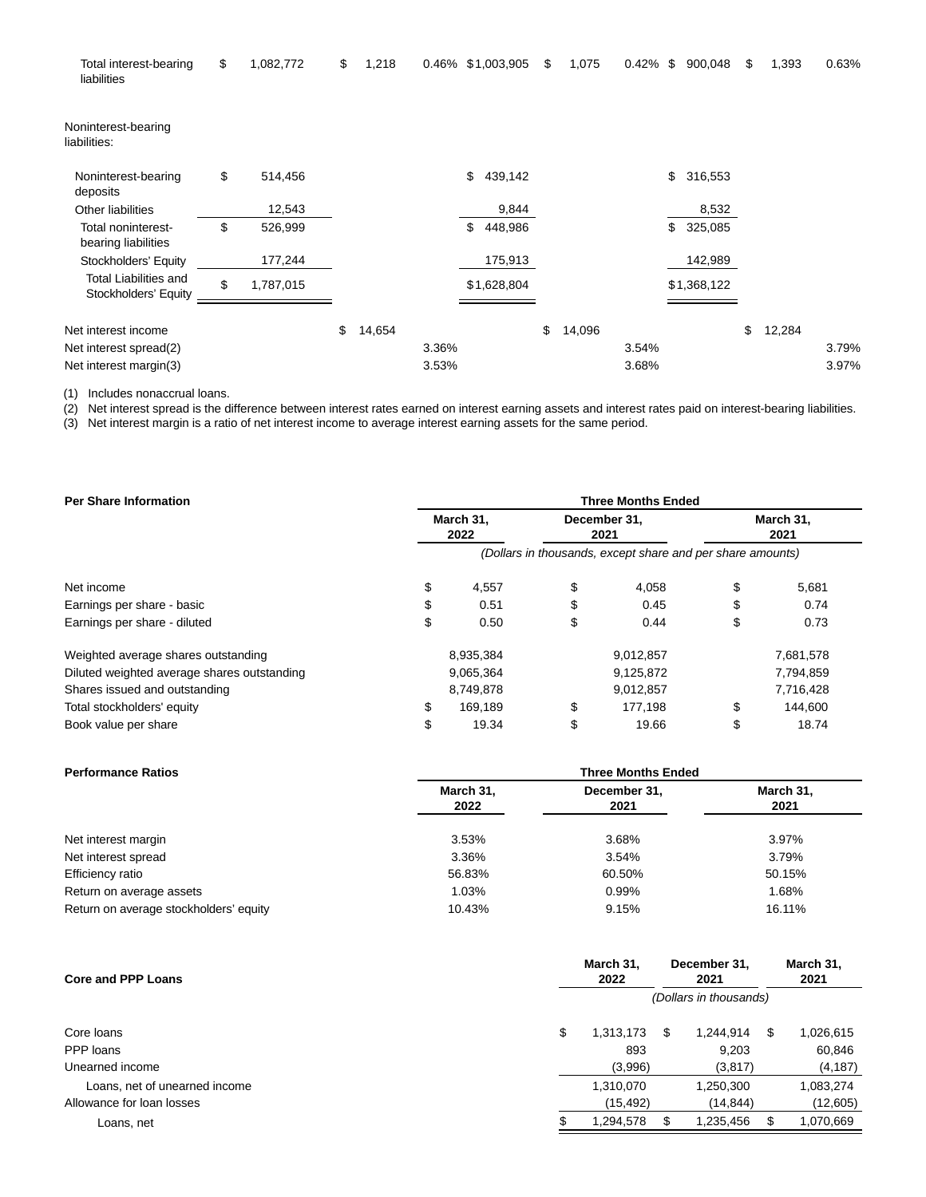| | | | | | | | | | |
|---|---|---|---|---|---|---|---|---|---|
| Total interest-bearing liabilities | $ 1,082,772 | $ 1,218 | 0.46% | $1,003,905 | $ 1,075 | 0.42% | $ 900,048 | $ 1,393 | 0.63% |
| Noninterest-bearing liabilities: | | | | | | | | | |
| Noninterest-bearing deposits | $ 514,456 | | | $ 439,142 | | | $ 316,553 | | |
| Other liabilities | 12,543 | | | 9,844 | | | 8,532 | | |
| Total noninterest-bearing liabilities | $ 526,999 | | | $ 448,986 | | | $ 325,085 | | |
| Stockholders' Equity | 177,244 | | | 175,913 | | | 142,989 | | |
| Total Liabilities and Stockholders' Equity | $ 1,787,015 | | | $1,628,804 | | | $1,368,122 | | |
| Net interest income | | $ 14,654 | | | $ 14,096 | | | $ 12,284 | |
| Net interest spread(2) | | | 3.36% | | | 3.54% | | | 3.79% |
| Net interest margin(3) | | | 3.53% | | | 3.68% | | | 3.97% |

(1) Includes nonaccrual loans.
(2) Net interest spread is the difference between interest rates earned on interest earning assets and interest rates paid on interest-bearing liabilities.
(3) Net interest margin is a ratio of net interest income to average interest earning assets for the same period.

| Per Share Information | Three Months Ended | | |
|---|---|---|---|
| | March 31, 2022 | December 31, 2021 | March 31, 2021 |
| | *(Dollars in thousands, except share and per share amounts)* | | |
| Net income | $ 4,557 | $ 4,058 | $ 5,681 |
| Earnings per share - basic | $ 0.51 | $ 0.45 | $ 0.74 |
| Earnings per share - diluted | $ 0.50 | $ 0.44 | $ 0.73 |
| Weighted average shares outstanding | 8,935,384 | 9,012,857 | 7,681,578 |
| Diluted weighted average shares outstanding | 9,065,364 | 9,125,872 | 7,794,859 |
| Shares issued and outstanding | 8,749,878 | 9,012,857 | 7,716,428 |
| Total stockholders' equity | $ 169,189 | $ 177,198 | $ 144,600 |
| Book value per share | $ 19.34 | $ 19.66 | $ 18.74 |

| Performance Ratios | Three Months Ended | | |
|---|---|---|---|
| | March 31, 2022 | December 31, 2021 | March 31, 2021 |
| Net interest margin | 3.53% | 3.68% | 3.97% |
| Net interest spread | 3.36% | 3.54% | 3.79% |
| Efficiency ratio | 56.83% | 60.50% | 50.15% |
| Return on average assets | 1.03% | 0.99% | 1.68% |
| Return on average stockholders' equity | 10.43% | 9.15% | 16.11% |

| Core and PPP Loans | March 31, 2022 | December 31, 2021 | March 31, 2021 |
|---|---|---|---|
| | *(Dollars in thousands)* | | |
| Core loans | $ 1,313,173 | $ 1,244,914 | $ 1,026,615 |
| PPP loans | 893 | 9,203 | 60,846 |
| Unearned income | (3,996) | (3,817) | (4,187) |
| Loans, net of unearned income | 1,310,070 | 1,250,300 | 1,083,274 |
| Allowance for loan losses | (15,492) | (14,844) | (12,605) |
| Loans, net | $ 1,294,578 | $ 1,235,456 | $ 1,070,669 |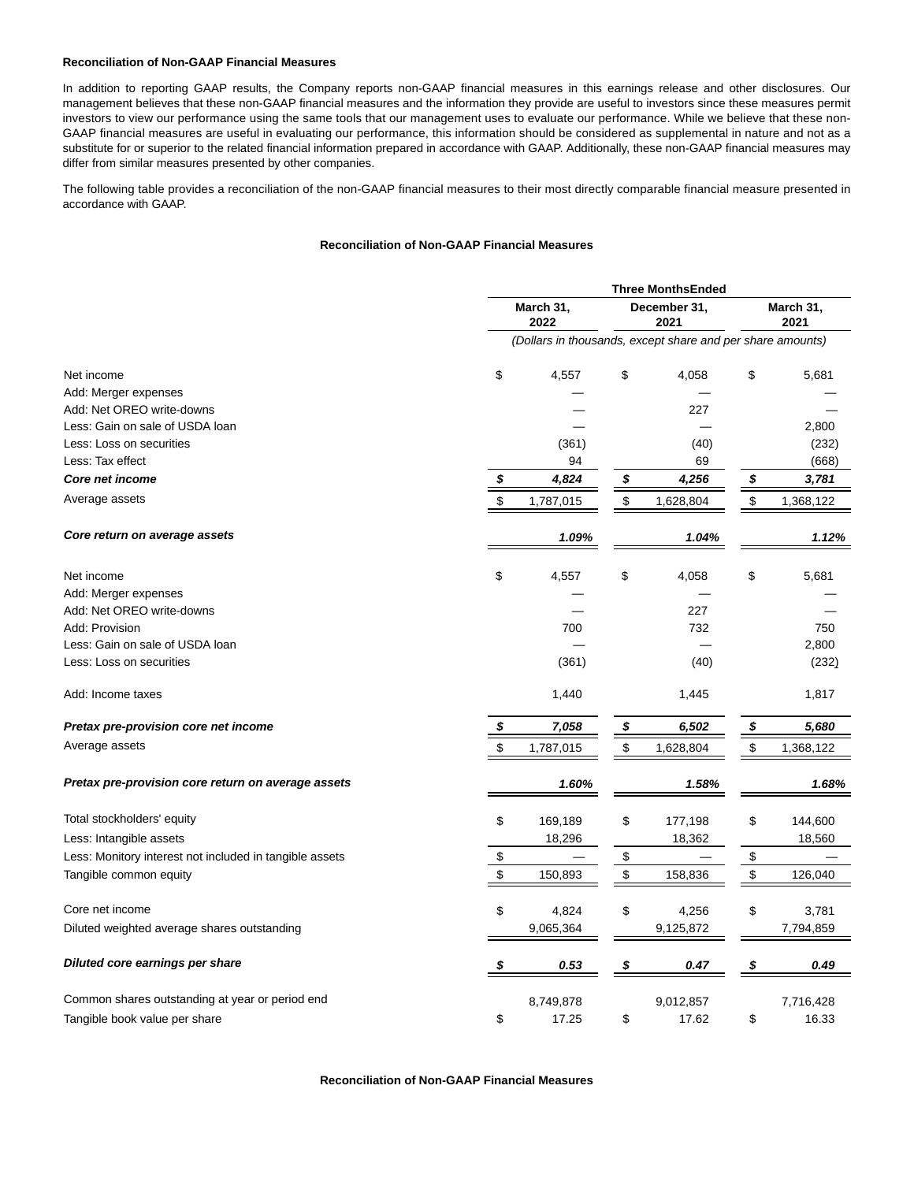**Reconciliation of Non-GAAP Financial Measures**

In addition to reporting GAAP results, the Company reports non-GAAP financial measures in this earnings release and other disclosures. Our management believes that these non-GAAP financial measures and the information they provide are useful to investors since these measures permit investors to view our performance using the same tools that our management uses to evaluate our performance. While we believe that these non-GAAP financial measures are useful in evaluating our performance, this information should be considered as supplemental in nature and not as a substitute for or superior to the related financial information prepared in accordance with GAAP. Additionally, these non-GAAP financial measures may differ from similar measures presented by other companies.

The following table provides a reconciliation of the non-GAAP financial measures to their most directly comparable financial measure presented in accordance with GAAP.

**Reconciliation of Non-GAAP Financial Measures**

| | Three Months Ended | | |
|---|---|---|---|
| | March 31, 2022 | December 31, 2021 | March 31, 2021 |
| | (Dollars in thousands, except share and per share amounts) | | |
| Net income | $ 4,557 | $ 4,058 | $ 5,681 |
| Add: Merger expenses | — | — | — |
| Add: Net OREO write-downs | — | 227 | — |
| Less: Gain on sale of USDA loan | — | — | 2,800 |
| Less: Loss on securities | (361) | (40) | (232) |
| Less: Tax effect | 94 | 69 | (668) |
| ***Core net income*** | ***$ 4,824*** | ***$ 4,256*** | ***$ 3,781*** |
| Average assets | $ 1,787,015 | $ 1,628,804 | $ 1,368,122 |
| ***Core return on average assets*** | ***1.09%*** | ***1.04%*** | ***1.12%*** |
| Net income | $ 4,557 | $ 4,058 | $ 5,681 |
| Add: Merger expenses | — | — | — |
| Add: Net OREO write-downs | — | 227 | — |
| Add: Provision | 700 | 732 | 750 |
| Less: Gain on sale of USDA loan | — | — | 2,800 |
| Less: Loss on securities | (361) | (40) | (232) |
| Add: Income taxes | 1,440 | 1,445 | 1,817 |
| ***Pretax pre-provision core net income*** | ***$ 7,058*** | ***$ 6,502*** | ***$ 5,680*** |
| Average assets | $ 1,787,015 | $ 1,628,804 | $ 1,368,122 |
| ***Pretax pre-provision core return on average assets*** | ***1.60%*** | ***1.58%*** | ***1.68%*** |
| Total stockholders' equity | $ 169,189 | $ 177,198 | $ 144,600 |
| Less: Intangible assets | 18,296 | 18,362 | 18,560 |
| Less: Monitory interest not included in tangible assets | $ — | $ — | $ — |
| Tangible common equity | $ 150,893 | $ 158,836 | $ 126,040 |
| Core net income | $ 4,824 | $ 4,256 | $ 3,781 |
| Diluted weighted average shares outstanding | 9,065,364 | 9,125,872 | 7,794,859 |
| ***Diluted core earnings per share*** | ***$ 0.53*** | ***$ 0.47*** | ***$ 0.49*** |
| Common shares outstanding at year or period end | 8,749,878 | 9,012,857 | 7,716,428 |
| Tangible book value per share | $ 17.25 | $ 17.62 | $ 16.33 |

**Reconciliation of Non-GAAP Financial Measures**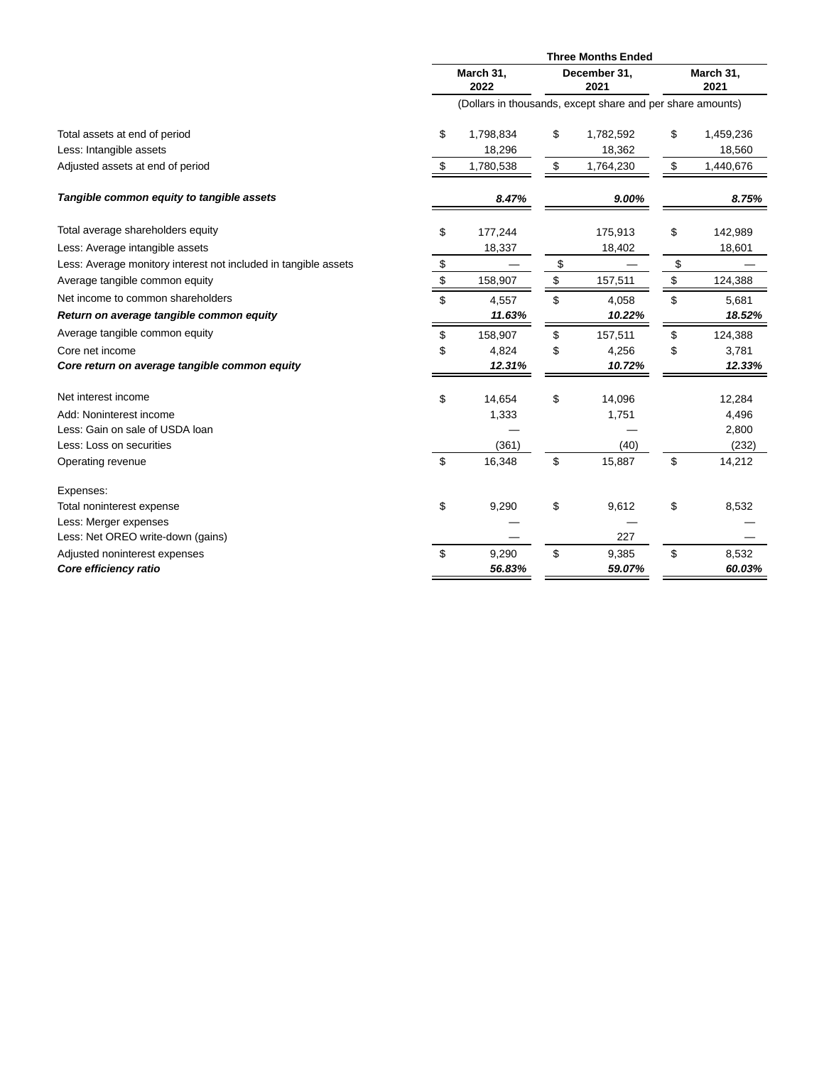| | Three Months Ended | | |
|---|---|---|---|
| | March 31, 2022 | December 31, 2021 | March 31, 2021 |
| | (Dollars in thousands, except share and per share amounts) | | |
| Total assets at end of period | $ 1,798,834 | $ 1,782,592 | $ 1,459,236 |
| Less: Intangible assets | 18,296 | 18,362 | 18,560 |
| Adjusted assets at end of period | $ 1,780,538 | $ 1,764,230 | $ 1,440,676 |
| ***Tangible common equity to tangible assets*** | ***8.47%*** | ***9.00%*** | ***8.75%*** |
| Total average shareholders equity | $ 177,244 | 175,913 | $ 142,989 |
| Less: Average intangible assets | 18,337 | 18,402 | 18,601 |
| Less: Average monitory interest not included in tangible assets | $ — | $ — | $ — |
| Average tangible common equity | $ 158,907 | $ 157,511 | $ 124,388 |
| Net income to common shareholders | $ 4,557 | $ 4,058 | $ 5,681 |
| ***Return on average tangible common equity*** | ***11.63%*** | ***10.22%*** | ***18.52%*** |
| Average tangible common equity | $ 158,907 | $ 157,511 | $ 124,388 |
| Core net income | $ 4,824 | $ 4,256 | $ 3,781 |
| ***Core return on average tangible common equity*** | ***12.31%*** | ***10.72%*** | ***12.33%*** |
| Net interest income | $ 14,654 | $ 14,096 | 12,284 |
| Add: Noninterest income | 1,333 | 1,751 | 4,496 |
| Less: Gain on sale of USDA loan | — | — | 2,800 |
| Less: Loss on securities | (361) | (40) | (232) |
| Operating revenue | $ 16,348 | $ 15,887 | $ 14,212 |
| Expenses: | | | |
| Total noninterest expense | $ 9,290 | $ 9,612 | $ 8,532 |
| Less: Merger expenses | — | — | — |
| Less: Net OREO write-down (gains) | — | 227 | — |
| Adjusted noninterest expenses | $ 9,290 | $ 9,385 | $ 8,532 |
| ***Core efficiency ratio*** | ***56.83%*** | ***59.07%*** | ***60.03%*** |